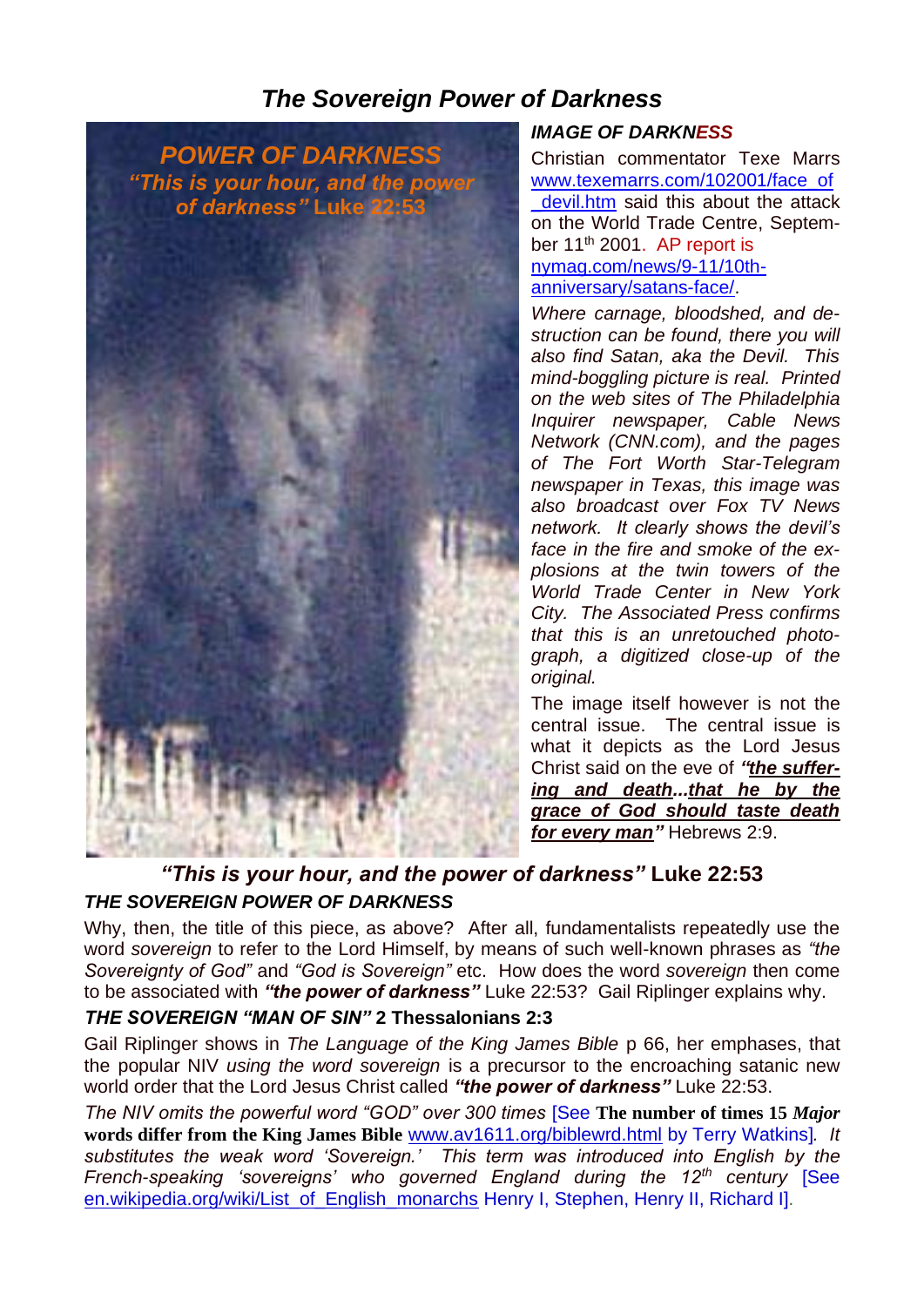# *The Sovereign Power of Darkness*

**POWER OF DARKNESS**
***"This is your hour, and the power of darkness"* Luke 22:53**

### *IMAGE OF DARKNESS*

Christian commentator Texe Marrs www.texemarrs.com/102001/face_of_devil.htm said this about the attack on the World Trade Centre, September 11th 2001. AP report is nymag.com/news/9-11/10th-anniversary/satans-face/.

*Where carnage, bloodshed, and destruction can be found, there you will also find Satan, aka the Devil. This mind-boggling picture is real. Printed on the web sites of The Philadelphia Inquirer newspaper, Cable News Network (CNN.com), and the pages of The Fort Worth Star-Telegram newspaper in Texas, this image was also broadcast over Fox TV News network. It clearly shows the devil's face in the fire and smoke of the explosions at the twin towers of the World Trade Center in New York City. The Associated Press confirms that this is an unretouched photograph, a digitized close-up of the original.*

The image itself however is not the central issue. The central issue is what it depicts as the Lord Jesus Christ said on the eve of ***"the suffering and death...that he by the grace of God should taste death for every man"*** Hebrews 2:9.

***"This is your hour, and the power of darkness"* Luke 22:53**

### *THE SOVEREIGN POWER OF DARKNESS*

Why, then, the title of this piece, as above? After all, fundamentalists repeatedly use the word *sovereign* to refer to the Lord Himself, by means of such well-known phrases as *"the Sovereignty of God"* and *"God is Sovereign"* etc. How does the word *sovereign* then come to be associated with ***"the power of darkness"*** Luke 22:53? Gail Riplinger explains why.

### *THE SOVEREIGN "MAN OF SIN"* 2 Thessalonians 2:3

Gail Riplinger shows in *The Language of the King James Bible* p 66, her emphases, that the popular NIV *using the word sovereign* is a precursor to the encroaching satanic new world order that the Lord Jesus Christ called ***"the power of darkness"*** Luke 22:53.

*The NIV omits the powerful word "GOD" over 300 times* [See **The number of times 15 *Major* words differ from the King James Bible** www.av1611.org/biblewrd.html by Terry Watkins]*. It substitutes the weak word 'Sovereign.' This term was introduced into English by the French-speaking 'sovereigns' who governed England during the 12th century* [See en.wikipedia.org/wiki/List_of_English_monarchs Henry I, Stephen, Henry II, Richard I].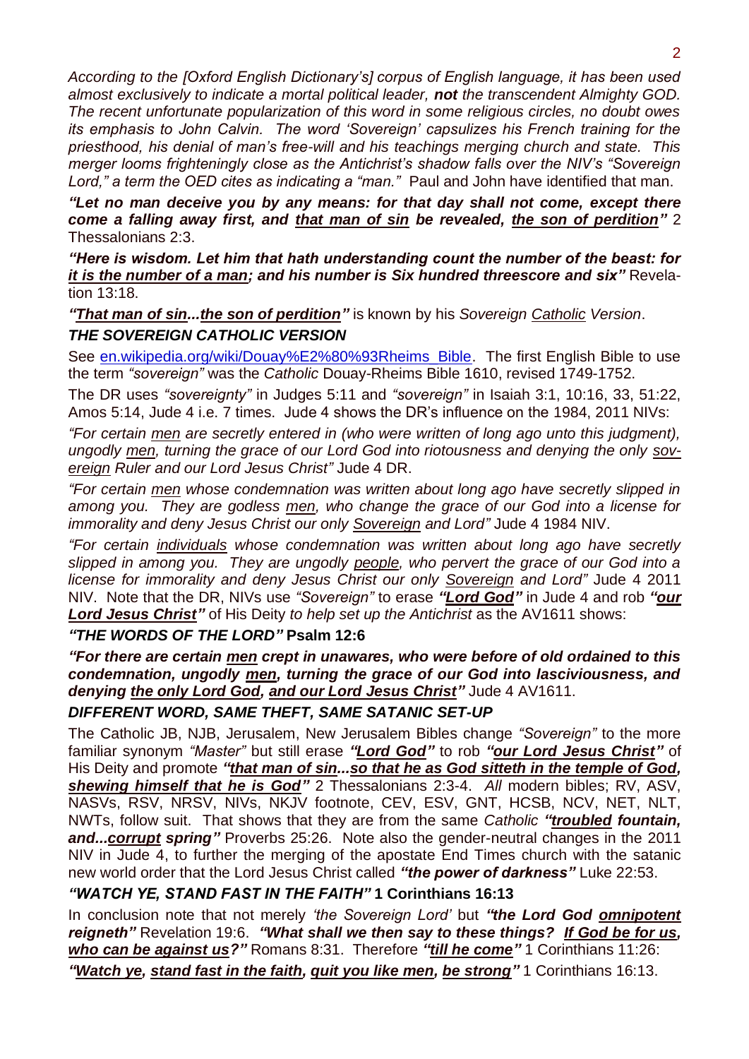*According to the [Oxford English Dictionary's] corpus of English language, it has been used almost exclusively to indicate a mortal political leader, **not** the transcendent Almighty GOD. The recent unfortunate popularization of this word in some religious circles, no doubt owes its emphasis to John Calvin. The word 'Sovereign' capsulizes his French training for the priesthood, his denial of man's free-will and his teachings merging church and state. This merger looms frighteningly close as the Antichrist's shadow falls over the NIV's "Sovereign Lord," a term the OED cites as indicating a "man."* Paul and John have identified that man.

***"Let no man deceive you by any means: for that day shall not come, except there come a falling away first, and <u>that man of sin</u> be revealed, <u>the son of perdition</u>"*** 2 Thessalonians 2:3.

***"Here is wisdom. Let him that hath understanding count the number of the beast: for <u>it is the number of a man</u>; and his number is Six hundred threescore and six"*** Revelation 13:18.

***"<u>That man of sin</u>...<u>the son of perdition</u>"*** is known by his *Sovereign <u>Catholic</u> Version*.

### *THE SOVEREIGN CATHOLIC VERSION*

See en.wikipedia.org/wiki/Douay%E2%80%93Rheims_Bible. The first English Bible to use the term *"sovereign"* was the *Catholic* Douay-Rheims Bible 1610, revised 1749-1752.

The DR uses *"sovereignty"* in Judges 5:11 and *"sovereign"* in Isaiah 3:1, 10:16, 33, 51:22, Amos 5:14, Jude 4 i.e. 7 times. Jude 4 shows the DR's influence on the 1984, 2011 NIVs:

*"For certain <u>men</u> are secretly entered in (who were written of long ago unto this judgment), ungodly <u>men</u>, turning the grace of our Lord God into riotousness and denying the only <u>sovereign</u> Ruler and our Lord Jesus Christ"* Jude 4 DR.

*"For certain <u>men</u> whose condemnation was written about long ago have secretly slipped in among you. They are godless <u>men</u>, who change the grace of our God into a license for immorality and deny Jesus Christ our only <u>Sovereign</u> and Lord"* Jude 4 1984 NIV.

*"For certain <u>individuals</u> whose condemnation was written about long ago have secretly slipped in among you. They are ungodly <u>people</u>, who pervert the grace of our God into a license for immorality and deny Jesus Christ our only <u>Sovereign</u> and Lord"* Jude 4 2011 NIV. Note that the DR, NIVs use *"Sovereign"* to erase ***"<u>Lord God</u>"*** in Jude 4 and rob ***"<u>our Lord Jesus Christ</u>"*** of His Deity *to help set up the Antichrist* as the AV1611 shows:

### *"THE WORDS OF THE LORD"* Psalm 12:6

***"For there are certain <u>men</u> crept in unawares, who were before of old ordained to this condemnation, ungodly <u>men</u>, turning the grace of our God into lasciviousness, and denying <u>the only Lord God</u>, <u>and our Lord Jesus Christ</u>"*** Jude 4 AV1611.

### *DIFFERENT WORD, SAME THEFT, SAME SATANIC SET-UP*

The Catholic JB, NJB, Jerusalem, New Jerusalem Bibles change *"Sovereign"* to the more familiar synonym *"Master"* but still erase ***"<u>Lord God</u>"*** to rob ***"<u>our Lord Jesus Christ</u>"*** of His Deity and promote ***"<u>that man of sin</u>...<u>so that he as God sitteth in the temple of God, shewing himself that he is God</u>"*** 2 Thessalonians 2:3-4. *All* modern bibles; RV, ASV, NASVs, RSV, NRSV, NIVs, NKJV footnote, CEV, ESV, GNT, HCSB, NCV, NET, NLT, NWTs, follow suit. That shows that they are from the same *Catholic **"<u>troubled</u> fountain, and...<u>corrupt</u> spring"*** Proverbs 25:26. Note also the gender-neutral changes in the 2011 NIV in Jude 4, to further the merging of the apostate End Times church with the satanic new world order that the Lord Jesus Christ called ***"the power of darkness"*** Luke 22:53.

### *"WATCH YE, STAND FAST IN THE FAITH"* 1 Corinthians 16:13

In conclusion note that not merely *'the Sovereign Lord'* but ***"the Lord God <u>omnipotent</u> reigneth"*** Revelation 19:6. ***"What shall we then say to these things? <u>If God be for us, who can be against us</u>?"*** Romans 8:31. Therefore ***"<u>till he come</u>"*** 1 Corinthians 11:26:

***"<u>Watch ye</u>, <u>stand fast in the faith</u>, <u>quit you like men</u>, <u>be strong</u>"*** 1 Corinthians 16:13.